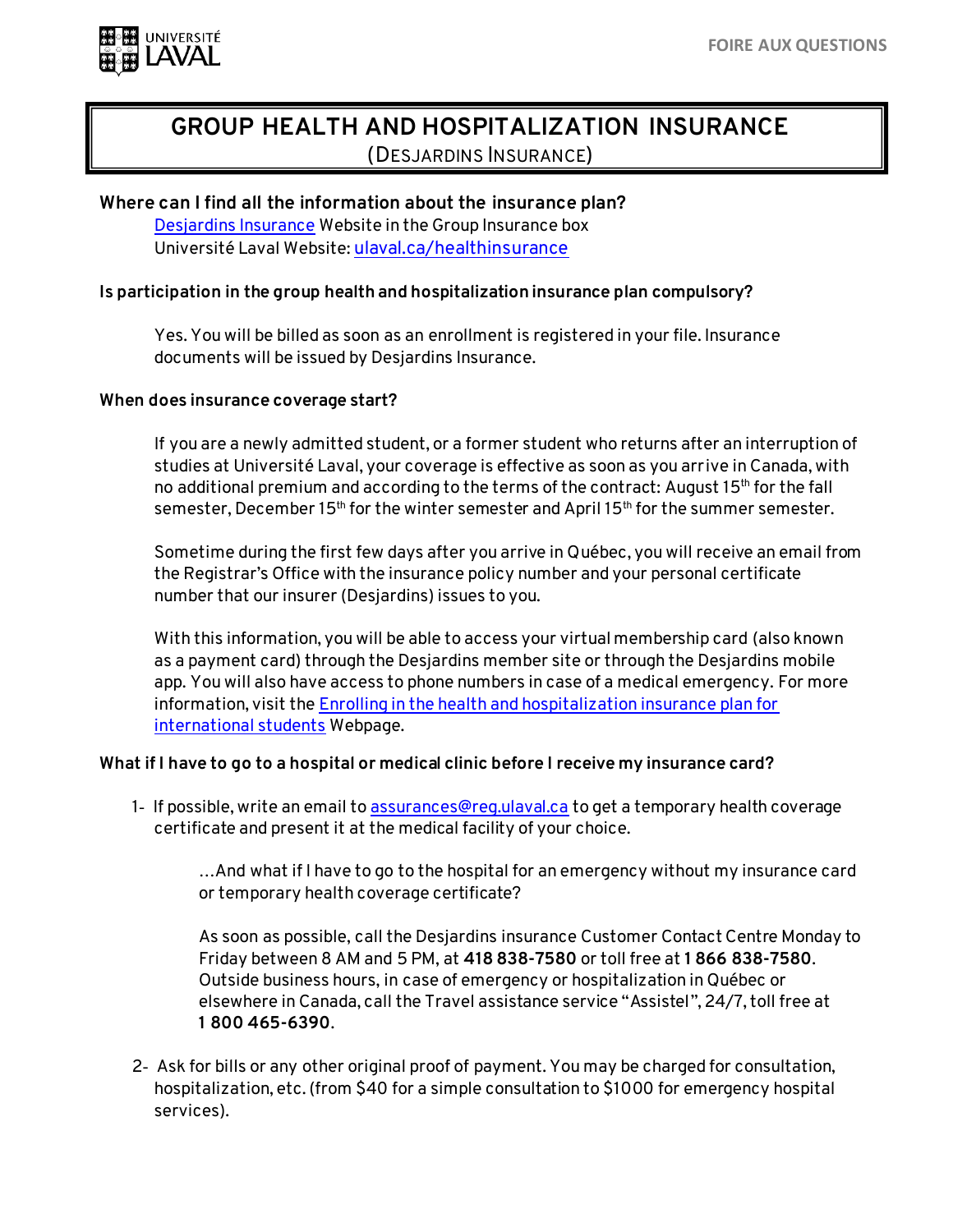# GROUP HEALTH AND HOSPITALIZATION INSURANCE

(DESJARDINS INSURANCE)

**Where can I find all the information about the insurance plan?**

Desjardins Insurance Website in the Group Insurance box
Université Laval Website: ulaval.ca/healthinsurance

**Is participation in the group health and hospitalization insurance plan compulsory?**

Yes. You will be billed as soon as an enrollment is registered in your file. Insurance documents will be issued by Desjardins Insurance.

**When does insurance coverage start?**

If you are a newly admitted student, or a former student who returns after an interruption of studies at Université Laval, your coverage is effective as soon as you arrive in Canada, with no additional premium and according to the terms of the contract: August 15th for the fall semester, December 15th for the winter semester and April 15th for the summer semester.

Sometime during the first few days after you arrive in Québec, you will receive an email from the Registrar's Office with the insurance policy number and your personal certificate number that our insurer (Desjardins) issues to you.

With this information, you will be able to access your virtual membership card (also known as a payment card) through the Desjardins member site or through the Desjardins mobile app. You will also have access to phone numbers in case of a medical emergency. For more information, visit the Enrolling in the health and hospitalization insurance plan for international students Webpage.

**What if I have to go to a hospital or medical clinic before I receive my insurance card?**

1- If possible, write an email to assurances@reg.ulaval.ca to get a temporary health coverage certificate and present it at the medical facility of your choice.

   …And what if I have to go to the hospital for an emergency without my insurance card or temporary health coverage certificate?

   As soon as possible, call the Desjardins insurance Customer Contact Centre Monday to Friday between 8 AM and 5 PM, at **418 838-7580** or toll free at **1 866 838-7580**. Outside business hours, in case of emergency or hospitalization in Québec or elsewhere in Canada, call the Travel assistance service "Assistel", 24/7, toll free at **1 800 465-6390**.

2- Ask for bills or any other original proof of payment. You may be charged for consultation, hospitalization, etc. (from $40 for a simple consultation to $1000 for emergency hospital services).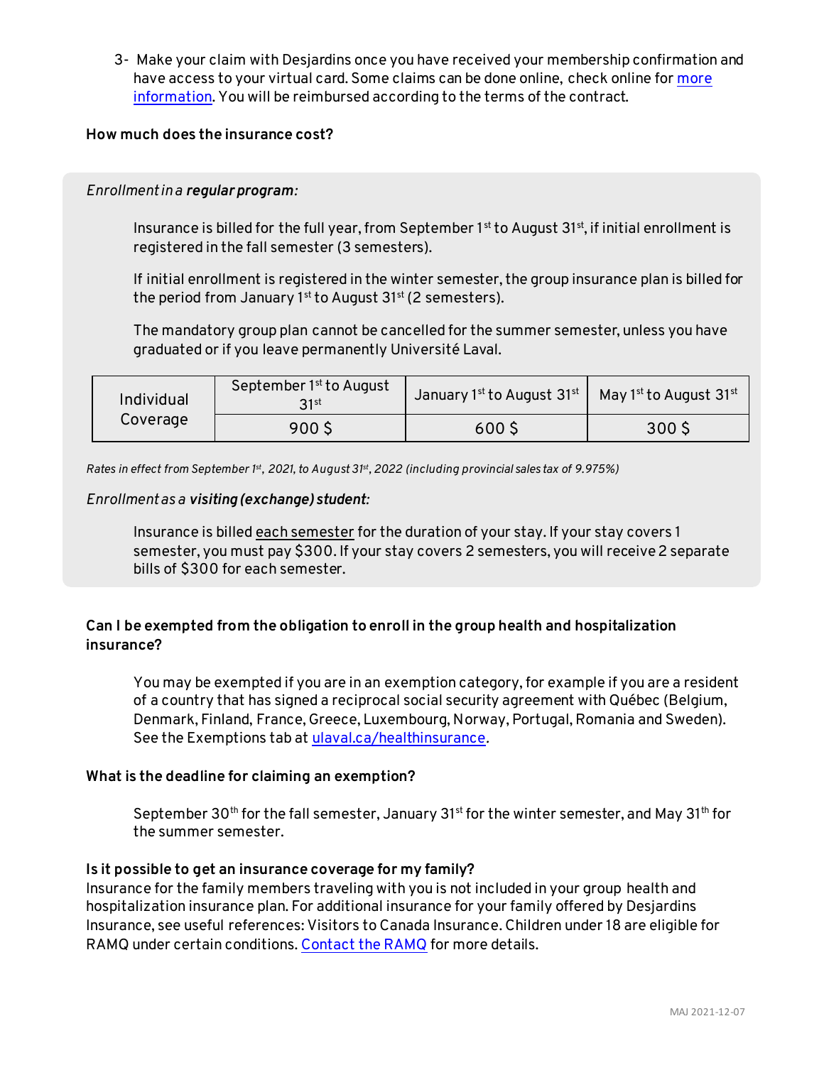3- Make your claim with Desjardins once you have received your membership confirmation and have access to your virtual card. Some claims can be done online, check online for more information. You will be reimbursed according to the terms of the contract.

**How much does the insurance cost?**

*Enrollment in a **regular program**:*

Insurance is billed for the full year, from September 1st to August 31st, if initial enrollment is registered in the fall semester (3 semesters).

If initial enrollment is registered in the winter semester, the group insurance plan is billed for the period from January 1st to August 31st (2 semesters).

The mandatory group plan cannot be cancelled for the summer semester, unless you have graduated or if you leave permanently Université Laval.

| Individual Coverage | September 1st to August 31st | January 1st to August 31st | May 1st to August 31st |
|---|---|---|---|
| | 900 $ | 600 $ | 300 $ |

*Rates in effect from September 1st, 2021, to August 31st, 2022 (including provincial sales tax of 9.975%)*

*Enrollment as a **visiting (exchange) student**:*

Insurance is billed each semester for the duration of your stay. If your stay covers 1 semester, you must pay $300. If your stay covers 2 semesters, you will receive 2 separate bills of $300 for each semester.

**Can I be exempted from the obligation to enroll in the group health and hospitalization insurance?**

You may be exempted if you are in an exemption category, for example if you are a resident of a country that has signed a reciprocal social security agreement with Québec (Belgium, Denmark, Finland, France, Greece, Luxembourg, Norway, Portugal, Romania and Sweden). See the Exemptions tab at ulaval.ca/healthinsurance.

**What is the deadline for claiming an exemption?**

September 30th for the fall semester, January 31st for the winter semester, and May 31st for the summer semester.

**Is it possible to get an insurance coverage for my family?**

Insurance for the family members traveling with you is not included in your group health and hospitalization insurance plan. For additional insurance for your family offered by Desjardins Insurance, see useful references: Visitors to Canada Insurance. Children under 18 are eligible for RAMQ under certain conditions. Contact the RAMQ for more details.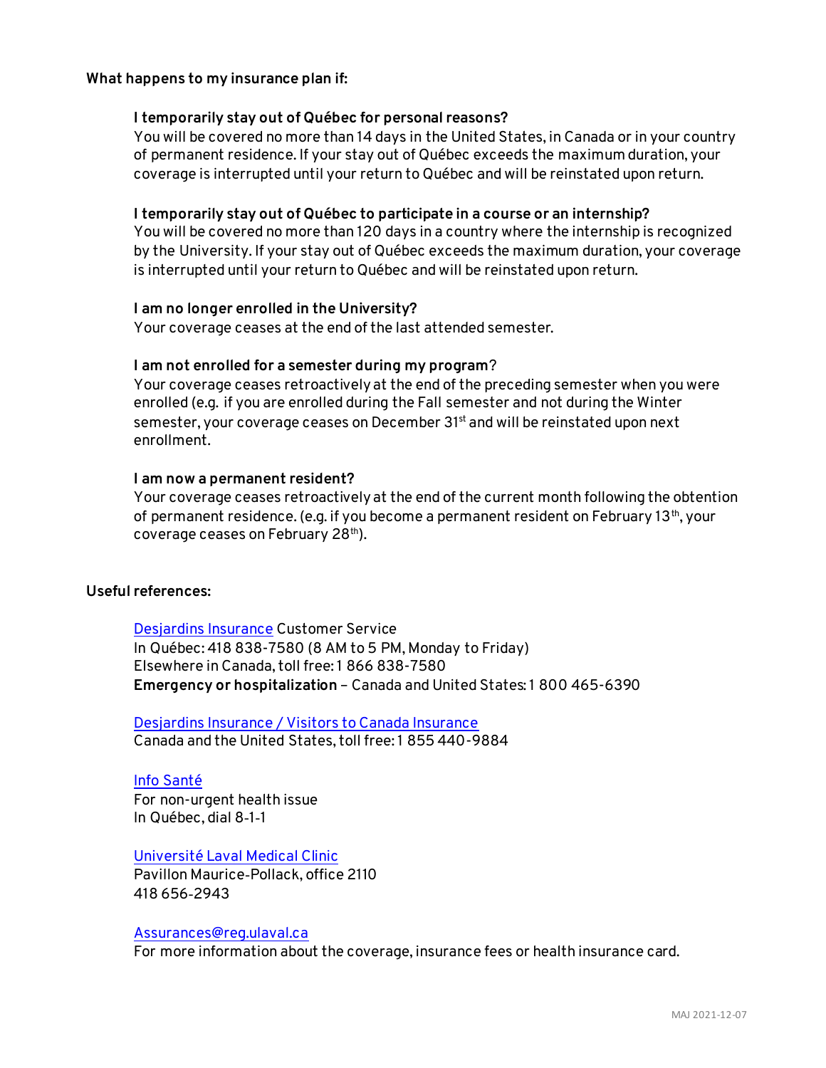**What happens to my insurance plan if:**

**I temporarily stay out of Québec for personal reasons?**
You will be covered no more than 14 days in the United States, in Canada or in your country of permanent residence. If your stay out of Québec exceeds the maximum duration, your coverage is interrupted until your return to Québec and will be reinstated upon return.

**I temporarily stay out of Québec to participate in a course or an internship?**
You will be covered no more than 120 days in a country where the internship is recognized by the University. If your stay out of Québec exceeds the maximum duration, your coverage is interrupted until your return to Québec and will be reinstated upon return.

**I am no longer enrolled in the University?**
Your coverage ceases at the end of the last attended semester.

**I am not enrolled for a semester during my program**?
Your coverage ceases retroactively at the end of the preceding semester when you were enrolled (e.g. if you are enrolled during the Fall semester and not during the Winter semester, your coverage ceases on December 31st and will be reinstated upon next enrollment.

**I am now a permanent resident?**
Your coverage ceases retroactively at the end of the current month following the obtention of permanent residence. (e.g. if you become a permanent resident on February 13th, your coverage ceases on February 28th).

**Useful references:**

Desjardins Insurance Customer Service
In Québec: 418 838-7580 (8 AM to 5 PM, Monday to Friday)
Elsewhere in Canada, toll free: 1 866 838-7580
**Emergency or hospitalization** – Canada and United States: 1 800 465-6390

Desjardins Insurance / Visitors to Canada Insurance
Canada and the United States, toll free: 1 855 440-9884

Info Santé
For non-urgent health issue
In Québec, dial 8-1-1

Université Laval Medical Clinic
Pavillon Maurice-Pollack, office 2110
418 656-2943

Assurances@reg.ulaval.ca
For more information about the coverage, insurance fees or health insurance card.

MAJ 2021-12-07